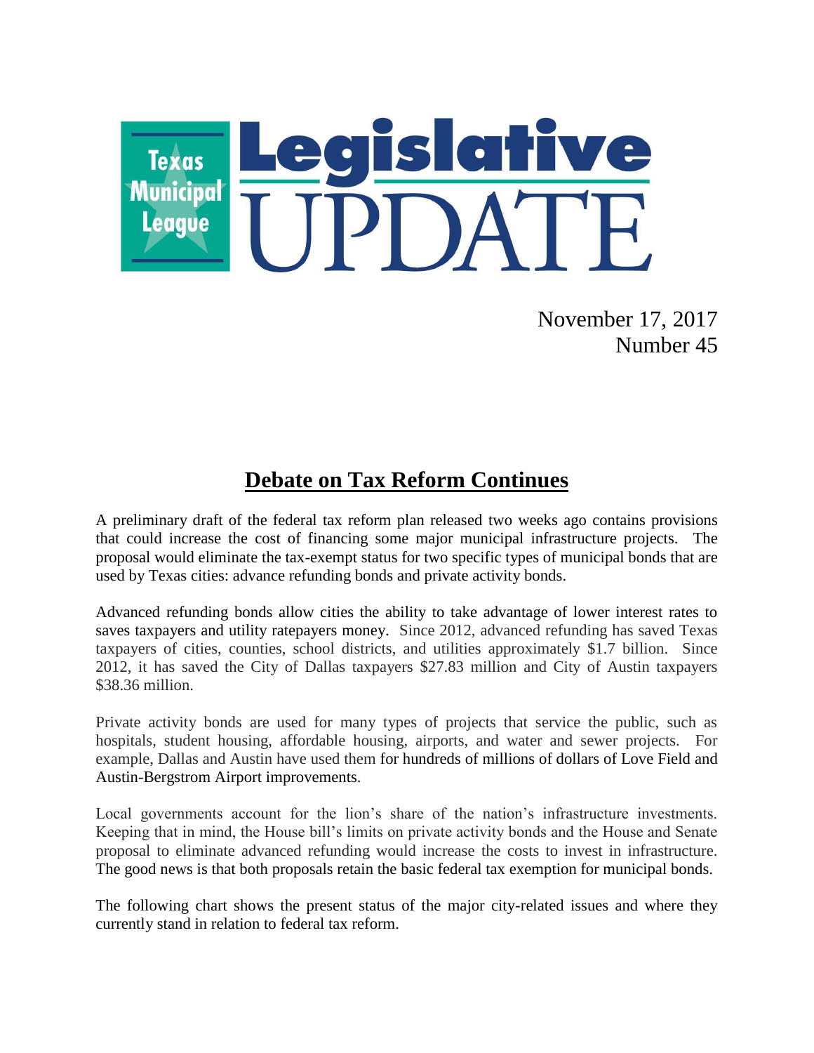Texas Municipal League

# Legislative UPDATE

November 17, 2017
Number 45

## Debate on Tax Reform Continues

A preliminary draft of the federal tax reform plan released two weeks ago contains provisions that could increase the cost of financing some major municipal infrastructure projects. The proposal would eliminate the tax-exempt status for two specific types of municipal bonds that are used by Texas cities: advance refunding bonds and private activity bonds.

Advanced refunding bonds allow cities the ability to take advantage of lower interest rates to saves taxpayers and utility ratepayers money. Since 2012, advanced refunding has saved Texas taxpayers of cities, counties, school districts, and utilities approximately $1.7 billion. Since 2012, it has saved the City of Dallas taxpayers $27.83 million and City of Austin taxpayers $38.36 million.

Private activity bonds are used for many types of projects that service the public, such as hospitals, student housing, affordable housing, airports, and water and sewer projects. For example, Dallas and Austin have used them for hundreds of millions of dollars of Love Field and Austin-Bergstrom Airport improvements.

Local governments account for the lion's share of the nation's infrastructure investments. Keeping that in mind, the House bill's limits on private activity bonds and the House and Senate proposal to eliminate advanced refunding would increase the costs to invest in infrastructure. The good news is that both proposals retain the basic federal tax exemption for municipal bonds.

The following chart shows the present status of the major city-related issues and where they currently stand in relation to federal tax reform.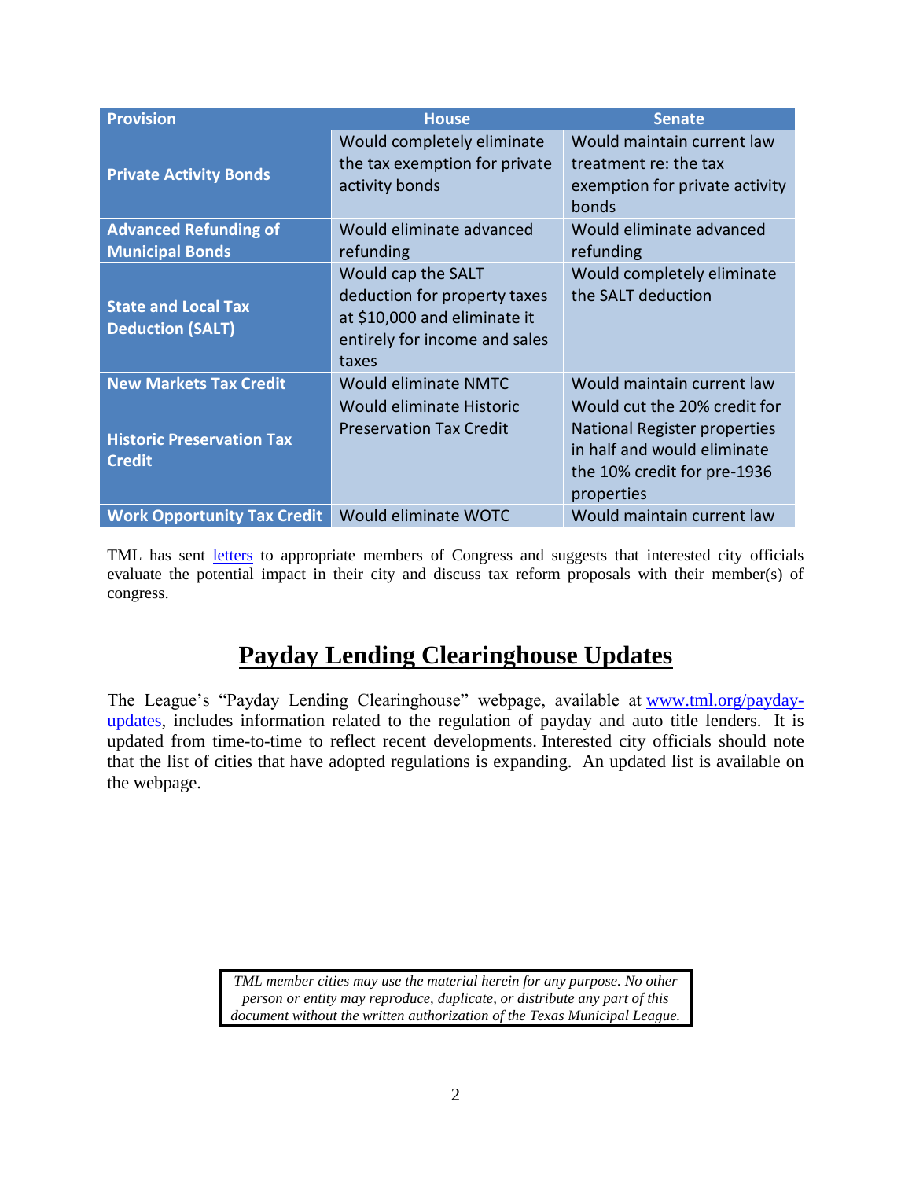| Provision | House | Senate |
|---|---|---|
| **Private Activity Bonds** | Would completely eliminate the tax exemption for private activity bonds | Would maintain current law treatment re: the tax exemption for private activity bonds |
| **Advanced Refunding of Municipal Bonds** | Would eliminate advanced refunding | Would eliminate advanced refunding |
| **State and Local Tax Deduction (SALT)** | Would cap the SALT deduction for property taxes at $10,000 and eliminate it entirely for income and sales taxes | Would completely eliminate the SALT deduction |
| **New Markets Tax Credit** | Would eliminate NMTC | Would maintain current law |
| **Historic Preservation Tax Credit** | Would eliminate Historic Preservation Tax Credit | Would cut the 20% credit for National Register properties in half and would eliminate the 10% credit for pre-1936 properties |
| **Work Opportunity Tax Credit** | Would eliminate WOTC | Would maintain current law |

TML has sent letters to appropriate members of Congress and suggests that interested city officials evaluate the potential impact in their city and discuss tax reform proposals with their member(s) of congress.

# Payday Lending Clearinghouse Updates

The League's "Payday Lending Clearinghouse" webpage, available at www.tml.org/payday-updates, includes information related to the regulation of payday and auto title lenders. It is updated from time-to-time to reflect recent developments. Interested city officials should note that the list of cities that have adopted regulations is expanding. An updated list is available on the webpage.

*TML member cities may use the material herein for any purpose. No other person or entity may reproduce, duplicate, or distribute any part of this document without the written authorization of the Texas Municipal League.*